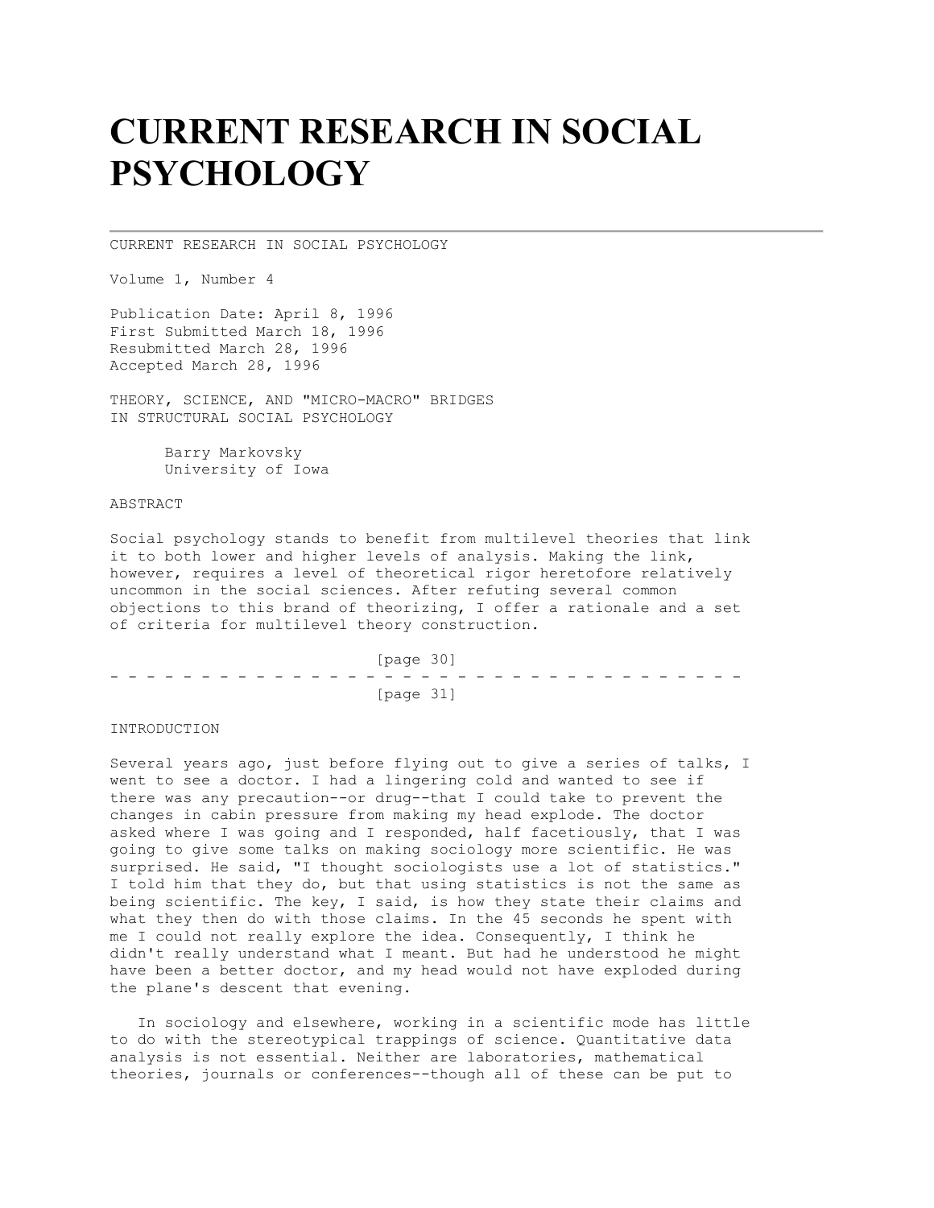# CURRENT RESEARCH IN SOCIAL PSYCHOLOGY

CURRENT RESEARCH IN SOCIAL PSYCHOLOGY

Volume 1, Number 4

Publication Date: April 8, 1996
First Submitted March 18, 1996
Resubmitted March 28, 1996
Accepted March 28, 1996

THEORY, SCIENCE, AND "MICRO-MACRO" BRIDGES
IN STRUCTURAL SOCIAL PSYCHOLOGY

Barry Markovsky
University of Iowa

ABSTRACT

Social psychology stands to benefit from multilevel theories that link it to both lower and higher levels of analysis. Making the link, however, requires a level of theoretical rigor heretofore relatively uncommon in the social sciences. After refuting several common objections to this brand of theorizing, I offer a rationale and a set of criteria for multilevel theory construction.

INTRODUCTION

Several years ago, just before flying out to give a series of talks, I went to see a doctor. I had a lingering cold and wanted to see if there was any precaution--or drug--that I could take to prevent the changes in cabin pressure from making my head explode. The doctor asked where I was going and I responded, half facetiously, that I was going to give some talks on making sociology more scientific. He was surprised. He said, "I thought sociologists use a lot of statistics." I told him that they do, but that using statistics is not the same as being scientific. The key, I said, is how they state their claims and what they then do with those claims. In the 45 seconds he spent with me I could not really explore the idea. Consequently, I think he didn't really understand what I meant. But had he understood he might have been a better doctor, and my head would not have exploded during the plane's descent that evening.

In sociology and elsewhere, working in a scientific mode has little to do with the stereotypical trappings of science. Quantitative data analysis is not essential. Neither are laboratories, mathematical theories, journals or conferences--though all of these can be put to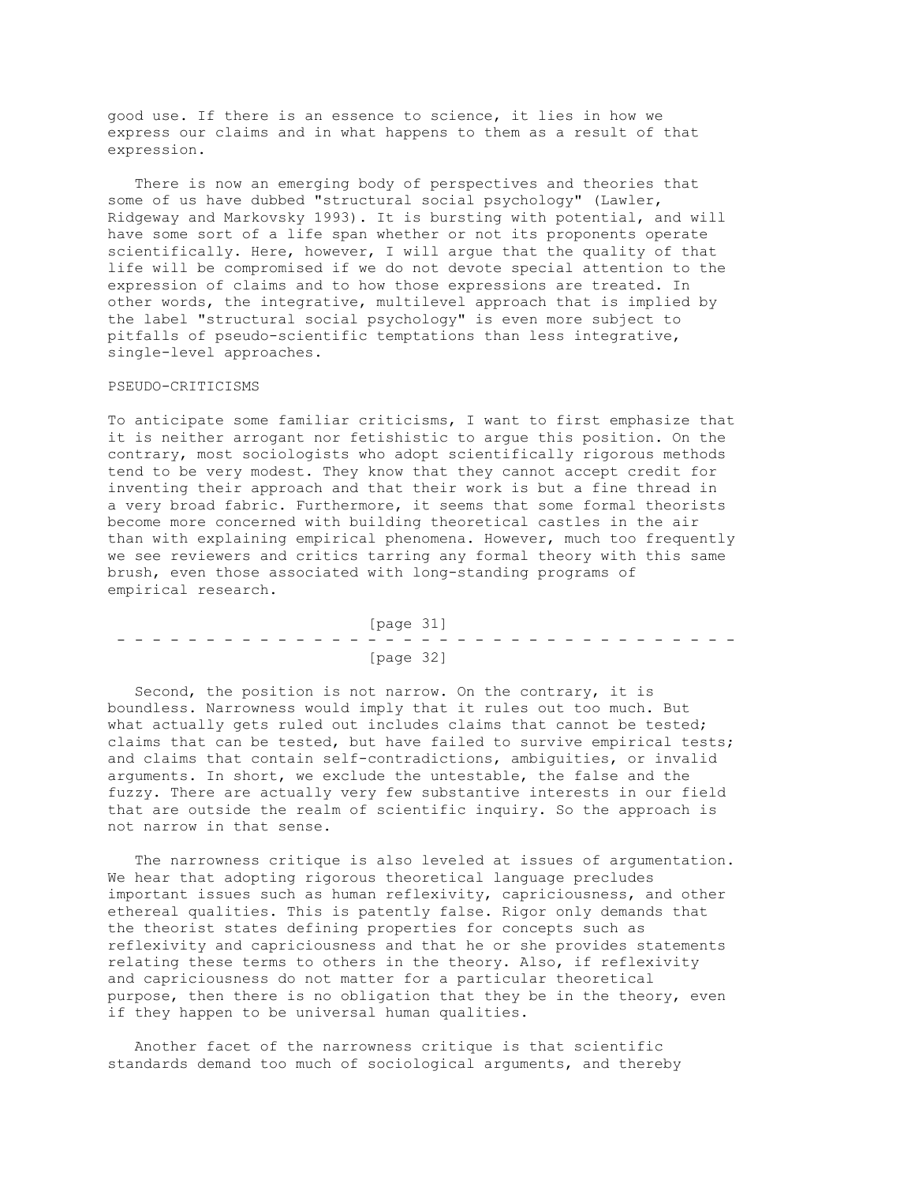good use. If there is an essence to science, it lies in how we express our claims and in what happens to them as a result of that expression.

There is now an emerging body of perspectives and theories that some of us have dubbed "structural social psychology" (Lawler, Ridgeway and Markovsky 1993). It is bursting with potential, and will have some sort of a life span whether or not its proponents operate scientifically. Here, however, I will argue that the quality of that life will be compromised if we do not devote special attention to the expression of claims and to how those expressions are treated. In other words, the integrative, multilevel approach that is implied by the label "structural social psychology" is even more subject to pitfalls of pseudo-scientific temptations than less integrative, single-level approaches.

## PSEUDO-CRITICISMS

To anticipate some familiar criticisms, I want to first emphasize that it is neither arrogant nor fetishistic to argue this position. On the contrary, most sociologists who adopt scientifically rigorous methods tend to be very modest. They know that they cannot accept credit for inventing their approach and that their work is but a fine thread in a very broad fabric. Furthermore, it seems that some formal theorists become more concerned with building theoretical castles in the air than with explaining empirical phenomena. However, much too frequently we see reviewers and critics tarring any formal theory with this same brush, even those associated with long-standing programs of empirical research.

Second, the position is not narrow. On the contrary, it is boundless. Narrowness would imply that it rules out too much. But what actually gets ruled out includes claims that cannot be tested; claims that can be tested, but have failed to survive empirical tests; and claims that contain self-contradictions, ambiguities, or invalid arguments. In short, we exclude the untestable, the false and the fuzzy. There are actually very few substantive interests in our field that are outside the realm of scientific inquiry. So the approach is not narrow in that sense.

The narrowness critique is also leveled at issues of argumentation. We hear that adopting rigorous theoretical language precludes important issues such as human reflexivity, capriciousness, and other ethereal qualities. This is patently false. Rigor only demands that the theorist states defining properties for concepts such as reflexivity and capriciousness and that he or she provides statements relating these terms to others in the theory. Also, if reflexivity and capriciousness do not matter for a particular theoretical purpose, then there is no obligation that they be in the theory, even if they happen to be universal human qualities.

Another facet of the narrowness critique is that scientific standards demand too much of sociological arguments, and thereby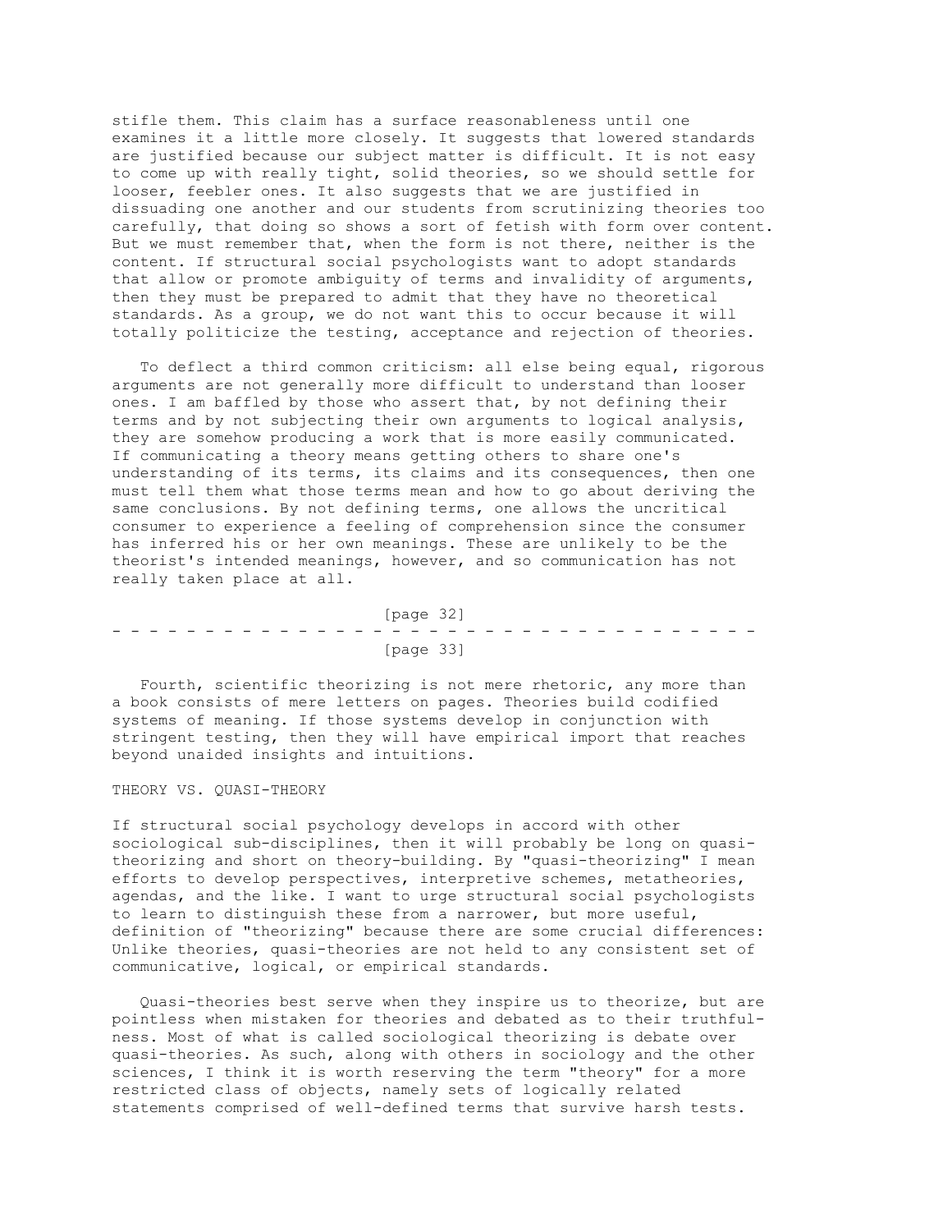stifle them. This claim has a surface reasonableness until one examines it a little more closely. It suggests that lowered standards are justified because our subject matter is difficult. It is not easy to come up with really tight, solid theories, so we should settle for looser, feebler ones. It also suggests that we are justified in dissuading one another and our students from scrutinizing theories too carefully, that doing so shows a sort of fetish with form over content. But we must remember that, when the form is not there, neither is the content. If structural social psychologists want to adopt standards that allow or promote ambiguity of terms and invalidity of arguments, then they must be prepared to admit that they have no theoretical standards. As a group, we do not want this to occur because it will totally politicize the testing, acceptance and rejection of theories.

To deflect a third common criticism: all else being equal, rigorous arguments are not generally more difficult to understand than looser ones. I am baffled by those who assert that, by not defining their terms and by not subjecting their own arguments to logical analysis, they are somehow producing a work that is more easily communicated. If communicating a theory means getting others to share one's understanding of its terms, its claims and its consequences, then one must tell them what those terms mean and how to go about deriving the same conclusions. By not defining terms, one allows the uncritical consumer to experience a feeling of comprehension since the consumer has inferred his or her own meanings. These are unlikely to be the theorist's intended meanings, however, and so communication has not really taken place at all.

Fourth, scientific theorizing is not mere rhetoric, any more than a book consists of mere letters on pages. Theories build codified systems of meaning. If those systems develop in conjunction with stringent testing, then they will have empirical import that reaches beyond unaided insights and intuitions.

## THEORY VS. QUASI-THEORY

If structural social psychology develops in accord with other sociological sub-disciplines, then it will probably be long on quasi-theorizing and short on theory-building. By "quasi-theorizing" I mean efforts to develop perspectives, interpretive schemes, metatheories, agendas, and the like. I want to urge structural social psychologists to learn to distinguish these from a narrower, but more useful, definition of "theorizing" because there are some crucial differences: Unlike theories, quasi-theories are not held to any consistent set of communicative, logical, or empirical standards.

Quasi-theories best serve when they inspire us to theorize, but are pointless when mistaken for theories and debated as to their truthfulness. Most of what is called sociological theorizing is debate over quasi-theories. As such, along with others in sociology and the other sciences, I think it is worth reserving the term "theory" for a more restricted class of objects, namely sets of logically related statements comprised of well-defined terms that survive harsh tests.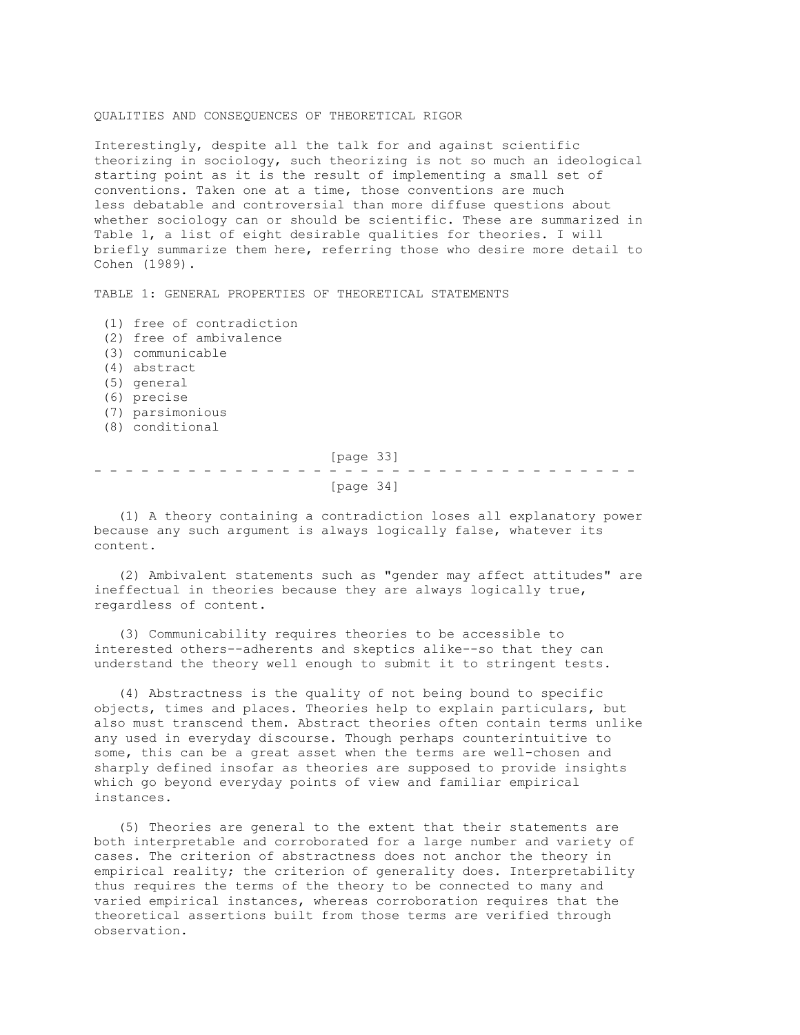## QUALITIES AND CONSEQUENCES OF THEORETICAL RIGOR

Interestingly, despite all the talk for and against scientific theorizing in sociology, such theorizing is not so much an ideological starting point as it is the result of implementing a small set of conventions. Taken one at a time, those conventions are much less debatable and controversial than more diffuse questions about whether sociology can or should be scientific. These are summarized in Table 1, a list of eight desirable qualities for theories. I will briefly summarize them here, referring those who desire more detail to Cohen (1989).

TABLE 1: GENERAL PROPERTIES OF THEORETICAL STATEMENTS

(1) free of contradiction
(2) free of ambivalence
(3) communicable
(4) abstract
(5) general
(6) precise
(7) parsimonious
(8) conditional

(1) A theory containing a contradiction loses all explanatory power because any such argument is always logically false, whatever its content.

(2) Ambivalent statements such as "gender may affect attitudes" are ineffectual in theories because they are always logically true, regardless of content.

(3) Communicability requires theories to be accessible to interested others--adherents and skeptics alike--so that they can understand the theory well enough to submit it to stringent tests.

(4) Abstractness is the quality of not being bound to specific objects, times and places. Theories help to explain particulars, but also must transcend them. Abstract theories often contain terms unlike any used in everyday discourse. Though perhaps counterintuitive to some, this can be a great asset when the terms are well-chosen and sharply defined insofar as theories are supposed to provide insights which go beyond everyday points of view and familiar empirical instances.

(5) Theories are general to the extent that their statements are both interpretable and corroborated for a large number and variety of cases. The criterion of abstractness does not anchor the theory in empirical reality; the criterion of generality does. Interpretability thus requires the terms of the theory to be connected to many and varied empirical instances, whereas corroboration requires that the theoretical assertions built from those terms are verified through observation.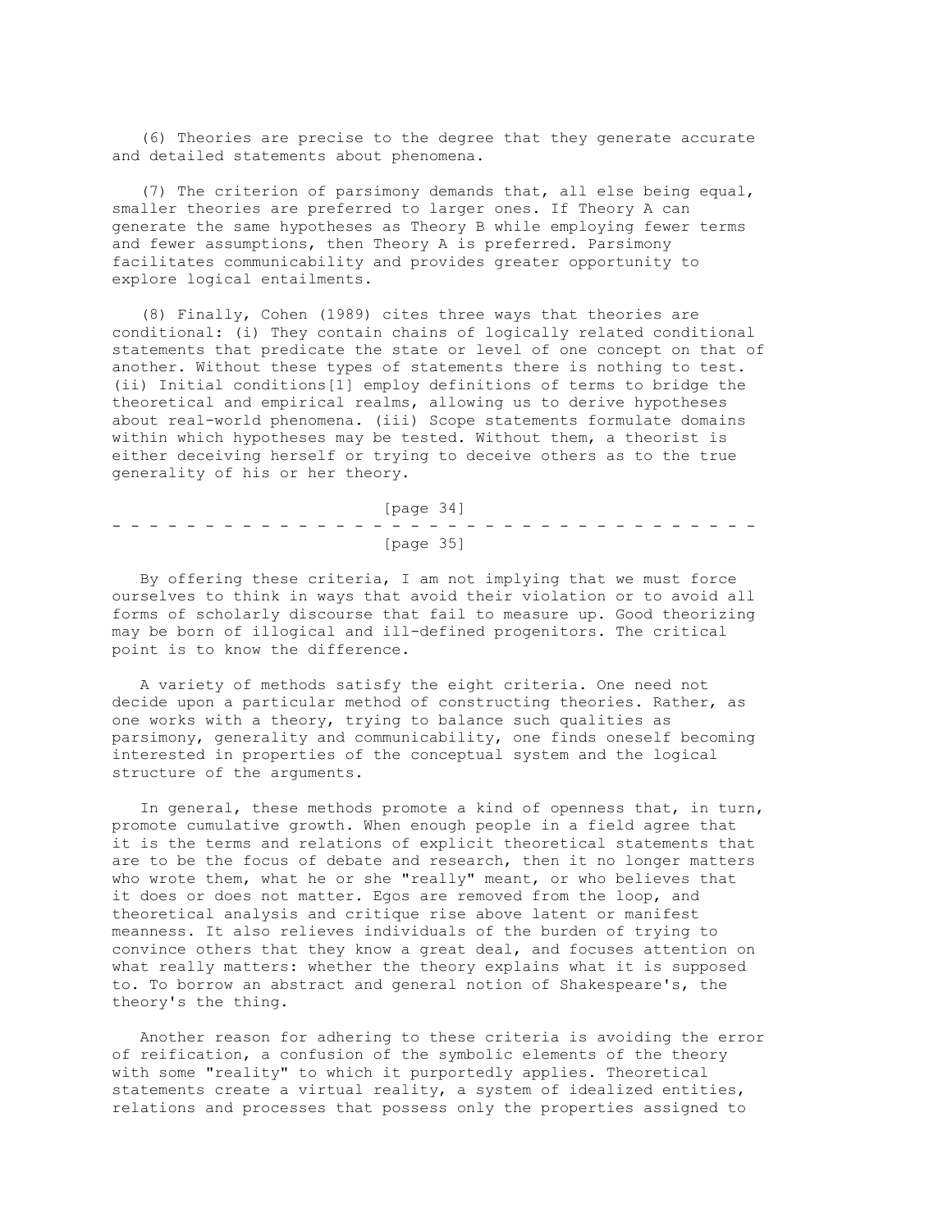(6) Theories are precise to the degree that they generate accurate and detailed statements about phenomena.

(7) The criterion of parsimony demands that, all else being equal, smaller theories are preferred to larger ones. If Theory A can generate the same hypotheses as Theory B while employing fewer terms and fewer assumptions, then Theory A is preferred. Parsimony facilitates communicability and provides greater opportunity to explore logical entailments.

(8) Finally, Cohen (1989) cites three ways that theories are conditional: (i) They contain chains of logically related conditional statements that predicate the state or level of one concept on that of another. Without these types of statements there is nothing to test. (ii) Initial conditions[1] employ definitions of terms to bridge the theoretical and empirical realms, allowing us to derive hypotheses about real-world phenomena. (iii) Scope statements formulate domains within which hypotheses may be tested. Without them, a theorist is either deceiving herself or trying to deceive others as to the true generality of his or her theory.

By offering these criteria, I am not implying that we must force ourselves to think in ways that avoid their violation or to avoid all forms of scholarly discourse that fail to measure up. Good theorizing may be born of illogical and ill-defined progenitors. The critical point is to know the difference.

A variety of methods satisfy the eight criteria. One need not decide upon a particular method of constructing theories. Rather, as one works with a theory, trying to balance such qualities as parsimony, generality and communicability, one finds oneself becoming interested in properties of the conceptual system and the logical structure of the arguments.

In general, these methods promote a kind of openness that, in turn, promote cumulative growth. When enough people in a field agree that it is the terms and relations of explicit theoretical statements that are to be the focus of debate and research, then it no longer matters who wrote them, what he or she "really" meant, or who believes that it does or does not matter. Egos are removed from the loop, and theoretical analysis and critique rise above latent or manifest meanness. It also relieves individuals of the burden of trying to convince others that they know a great deal, and focuses attention on what really matters: whether the theory explains what it is supposed to. To borrow an abstract and general notion of Shakespeare's, the theory's the thing.

Another reason for adhering to these criteria is avoiding the error of reification, a confusion of the symbolic elements of the theory with some "reality" to which it purportedly applies. Theoretical statements create a virtual reality, a system of idealized entities, relations and processes that possess only the properties assigned to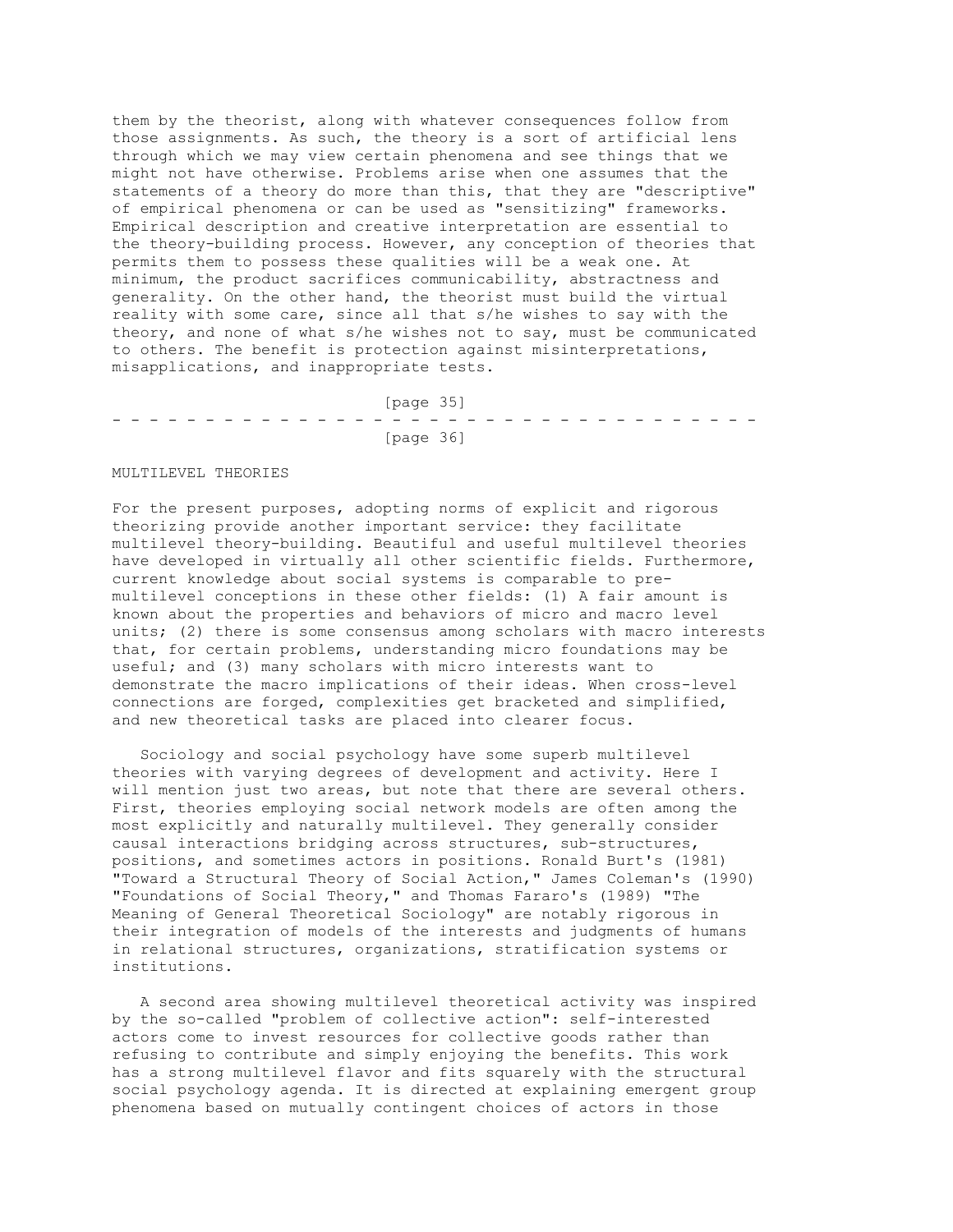them by the theorist, along with whatever consequences follow from those assignments. As such, the theory is a sort of artificial lens through which we may view certain phenomena and see things that we might not have otherwise. Problems arise when one assumes that the statements of a theory do more than this, that they are "descriptive" of empirical phenomena or can be used as "sensitizing" frameworks. Empirical description and creative interpretation are essential to the theory-building process. However, any conception of theories that permits them to possess these qualities will be a weak one. At minimum, the product sacrifices communicability, abstractness and generality. On the other hand, the theorist must build the virtual reality with some care, since all that s/he wishes to say with the theory, and none of what s/he wishes not to say, must be communicated to others. The benefit is protection against misinterpretations, misapplications, and inappropriate tests.

## MULTILEVEL THEORIES

For the present purposes, adopting norms of explicit and rigorous theorizing provide another important service: they facilitate multilevel theory-building. Beautiful and useful multilevel theories have developed in virtually all other scientific fields. Furthermore, current knowledge about social systems is comparable to pre-multilevel conceptions in these other fields: (1) A fair amount is known about the properties and behaviors of micro and macro level units; (2) there is some consensus among scholars with macro interests that, for certain problems, understanding micro foundations may be useful; and (3) many scholars with micro interests want to demonstrate the macro implications of their ideas. When cross-level connections are forged, complexities get bracketed and simplified, and new theoretical tasks are placed into clearer focus.

Sociology and social psychology have some superb multilevel theories with varying degrees of development and activity. Here I will mention just two areas, but note that there are several others. First, theories employing social network models are often among the most explicitly and naturally multilevel. They generally consider causal interactions bridging across structures, sub-structures, positions, and sometimes actors in positions. Ronald Burt's (1981) "Toward a Structural Theory of Social Action," James Coleman's (1990) "Foundations of Social Theory," and Thomas Fararo's (1989) "The Meaning of General Theoretical Sociology" are notably rigorous in their integration of models of the interests and judgments of humans in relational structures, organizations, stratification systems or institutions.

A second area showing multilevel theoretical activity was inspired by the so-called "problem of collective action": self-interested actors come to invest resources for collective goods rather than refusing to contribute and simply enjoying the benefits. This work has a strong multilevel flavor and fits squarely with the structural social psychology agenda. It is directed at explaining emergent group phenomena based on mutually contingent choices of actors in those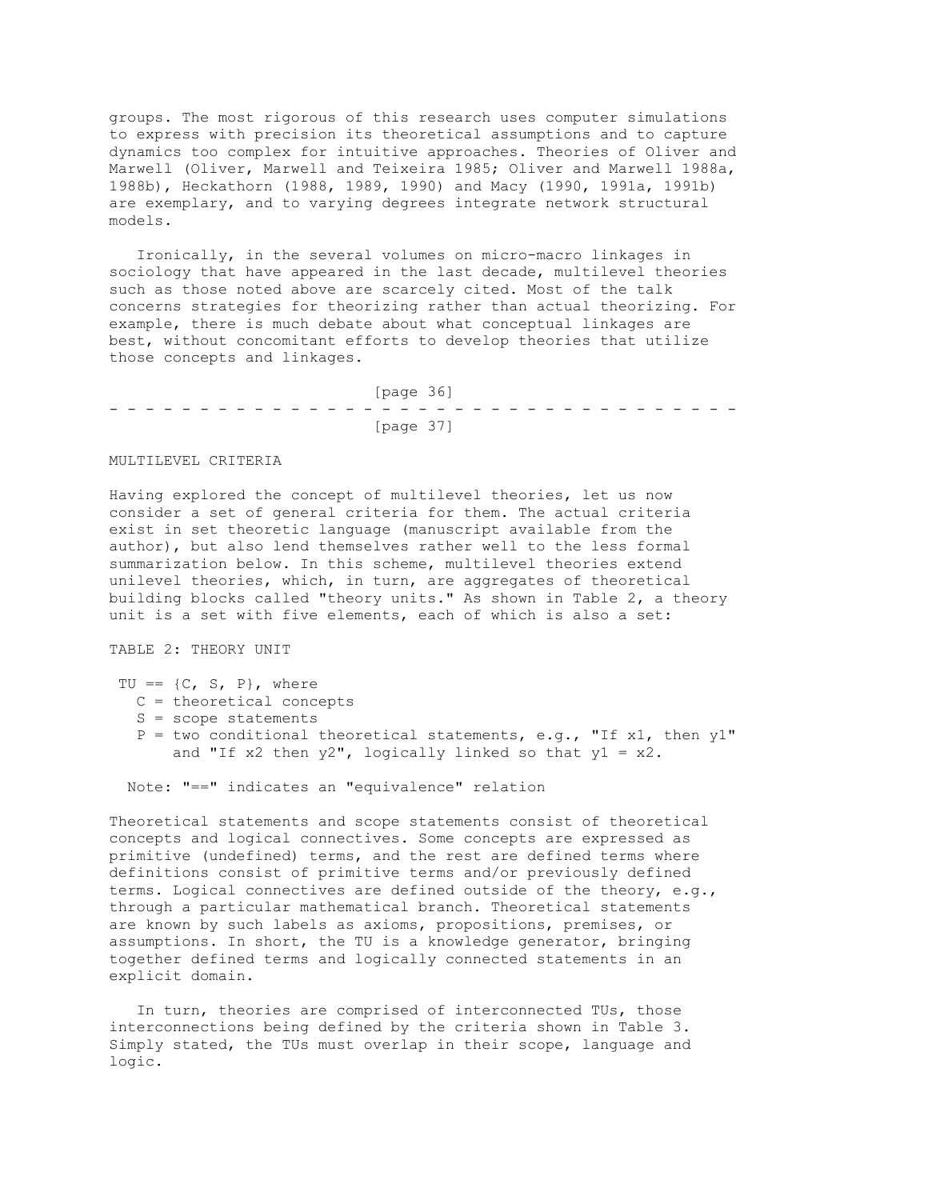groups. The most rigorous of this research uses computer simulations to express with precision its theoretical assumptions and to capture dynamics too complex for intuitive approaches. Theories of Oliver and Marwell (Oliver, Marwell and Teixeira 1985; Oliver and Marwell 1988a, 1988b), Heckathorn (1988, 1989, 1990) and Macy (1990, 1991a, 1991b) are exemplary, and to varying degrees integrate network structural models.

Ironically, in the several volumes on micro-macro linkages in sociology that have appeared in the last decade, multilevel theories such as those noted above are scarcely cited. Most of the talk concerns strategies for theorizing rather than actual theorizing. For example, there is much debate about what conceptual linkages are best, without concomitant efforts to develop theories that utilize those concepts and linkages.

## MULTILEVEL CRITERIA

Having explored the concept of multilevel theories, let us now consider a set of general criteria for them. The actual criteria exist in set theoretic language (manuscript available from the author), but also lend themselves rather well to the less formal summarization below. In this scheme, multilevel theories extend unilevel theories, which, in turn, are aggregates of theoretical building blocks called "theory units." As shown in Table 2, a theory unit is a set with five elements, each of which is also a set:

TABLE 2: THEORY UNIT

TU == {C, S, P}, where
- C = theoretical concepts
- S = scope statements
- P = two conditional theoretical statements, e.g., "If $x_1$, then $y_1$" and "If $x_2$ then $y_2$", logically linked so that $y_1 = x_2$.

Note: "==" indicates an "equivalence" relation

Theoretical statements and scope statements consist of theoretical concepts and logical connectives. Some concepts are expressed as primitive (undefined) terms, and the rest are defined terms where definitions consist of primitive terms and/or previously defined terms. Logical connectives are defined outside of the theory, e.g., through a particular mathematical branch. Theoretical statements are known by such labels as axioms, propositions, premises, or assumptions. In short, the TU is a knowledge generator, bringing together defined terms and logically connected statements in an explicit domain.

In turn, theories are comprised of interconnected TUs, those interconnections being defined by the criteria shown in Table 3. Simply stated, the TUs must overlap in their scope, language and logic.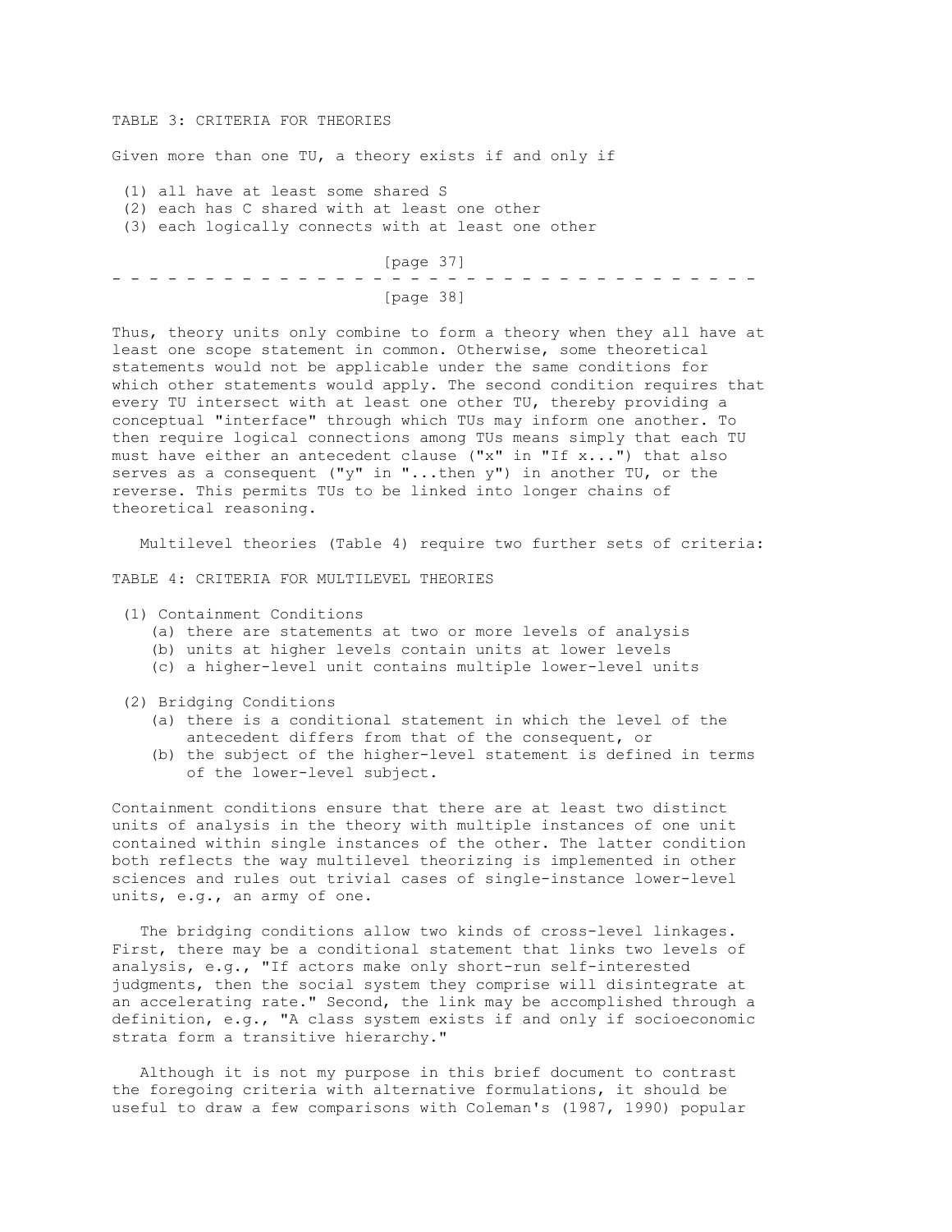TABLE 3: CRITERIA FOR THEORIES

Given more than one TU, a theory exists if and only if

(1) all have at least some shared S
(2) each has C shared with at least one other
(3) each logically connects with at least one other

Thus, theory units only combine to form a theory when they all have at least one scope statement in common. Otherwise, some theoretical statements would not be applicable under the same conditions for which other statements would apply. The second condition requires that every TU intersect with at least one other TU, thereby providing a conceptual "interface" through which TUs may inform one another. To then require logical connections among TUs means simply that each TU must have either an antecedent clause ("x" in "If x...") that also serves as a consequent ("y" in "...then y") in another TU, or the reverse. This permits TUs to be linked into longer chains of theoretical reasoning.

Multilevel theories (Table 4) require two further sets of criteria:

TABLE 4: CRITERIA FOR MULTILEVEL THEORIES

(1) Containment Conditions
  (a) there are statements at two or more levels of analysis
  (b) units at higher levels contain units at lower levels
  (c) a higher-level unit contains multiple lower-level units

(2) Bridging Conditions
  (a) there is a conditional statement in which the level of the antecedent differs from that of the consequent, or
  (b) the subject of the higher-level statement is defined in terms of the lower-level subject.

Containment conditions ensure that there are at least two distinct units of analysis in the theory with multiple instances of one unit contained within single instances of the other. The latter condition both reflects the way multilevel theorizing is implemented in other sciences and rules out trivial cases of single-instance lower-level units, e.g., an army of one.

The bridging conditions allow two kinds of cross-level linkages. First, there may be a conditional statement that links two levels of analysis, e.g., "If actors make only short-run self-interested judgments, then the social system they comprise will disintegrate at an accelerating rate." Second, the link may be accomplished through a definition, e.g., "A class system exists if and only if socioeconomic strata form a transitive hierarchy."

Although it is not my purpose in this brief document to contrast the foregoing criteria with alternative formulations, it should be useful to draw a few comparisons with Coleman's (1987, 1990) popular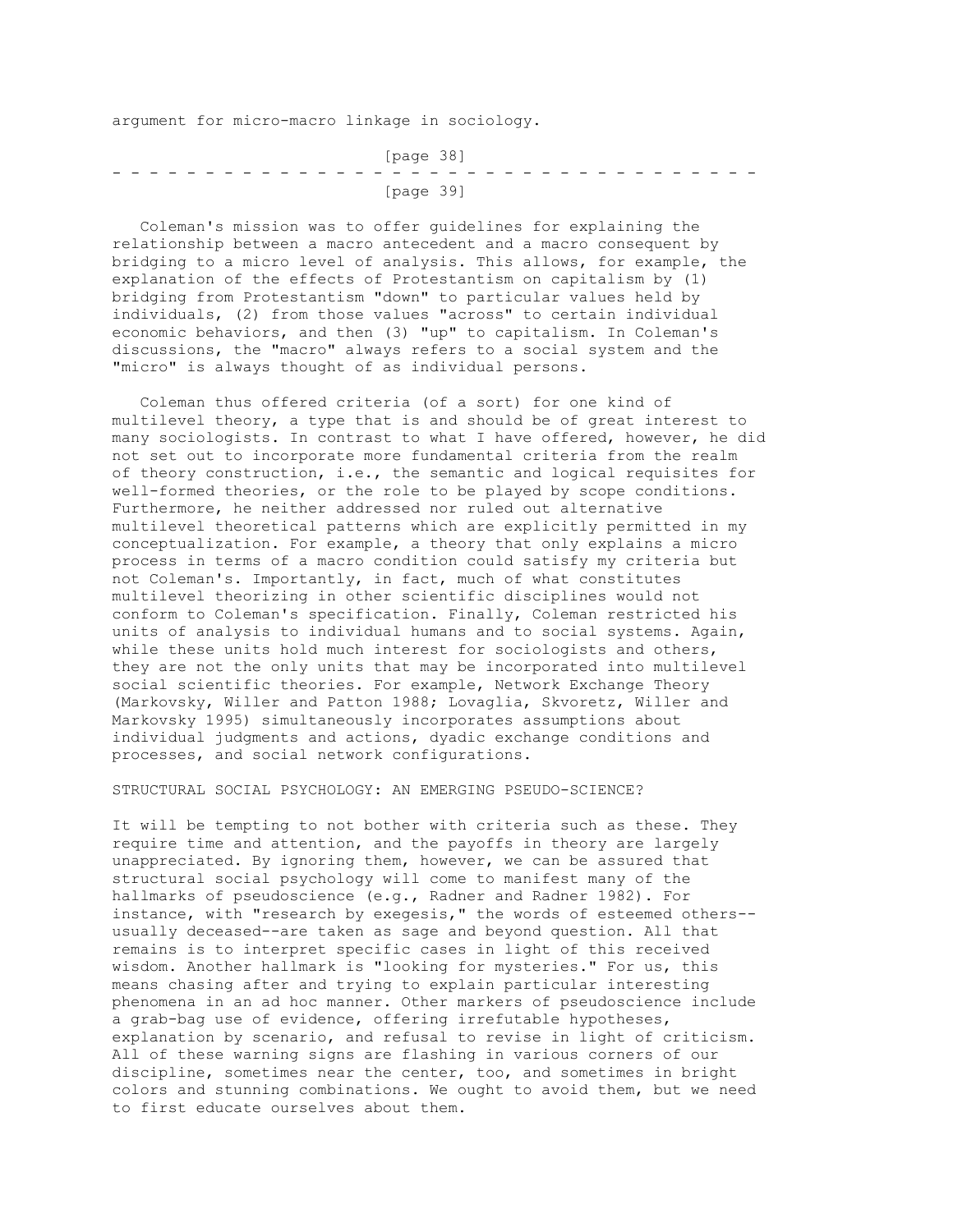argument for micro-macro linkage in sociology.

Coleman's mission was to offer guidelines for explaining the relationship between a macro antecedent and a macro consequent by bridging to a micro level of analysis. This allows, for example, the explanation of the effects of Protestantism on capitalism by (1) bridging from Protestantism "down" to particular values held by individuals, (2) from those values "across" to certain individual economic behaviors, and then (3) "up" to capitalism. In Coleman's discussions, the "macro" always refers to a social system and the "micro" is always thought of as individual persons.

Coleman thus offered criteria (of a sort) for one kind of multilevel theory, a type that is and should be of great interest to many sociologists. In contrast to what I have offered, however, he did not set out to incorporate more fundamental criteria from the realm of theory construction, i.e., the semantic and logical requisites for well-formed theories, or the role to be played by scope conditions. Furthermore, he neither addressed nor ruled out alternative multilevel theoretical patterns which are explicitly permitted in my conceptualization. For example, a theory that only explains a micro process in terms of a macro condition could satisfy my criteria but not Coleman's. Importantly, in fact, much of what constitutes multilevel theorizing in other scientific disciplines would not conform to Coleman's specification. Finally, Coleman restricted his units of analysis to individual humans and to social systems. Again, while these units hold much interest for sociologists and others, they are not the only units that may be incorporated into multilevel social scientific theories. For example, Network Exchange Theory (Markovsky, Willer and Patton 1988; Lovaglia, Skvoretz, Willer and Markovsky 1995) simultaneously incorporates assumptions about individual judgments and actions, dyadic exchange conditions and processes, and social network configurations.

## STRUCTURAL SOCIAL PSYCHOLOGY: AN EMERGING PSEUDO-SCIENCE?

It will be tempting to not bother with criteria such as these. They require time and attention, and the payoffs in theory are largely unappreciated. By ignoring them, however, we can be assured that structural social psychology will come to manifest many of the hallmarks of pseudoscience (e.g., Radner and Radner 1982). For instance, with "research by exegesis," the words of esteemed others--usually deceased--are taken as sage and beyond question. All that remains is to interpret specific cases in light of this received wisdom. Another hallmark is "looking for mysteries." For us, this means chasing after and trying to explain particular interesting phenomena in an ad hoc manner. Other markers of pseudoscience include a grab-bag use of evidence, offering irrefutable hypotheses, explanation by scenario, and refusal to revise in light of criticism. All of these warning signs are flashing in various corners of our discipline, sometimes near the center, too, and sometimes in bright colors and stunning combinations. We ought to avoid them, but we need to first educate ourselves about them.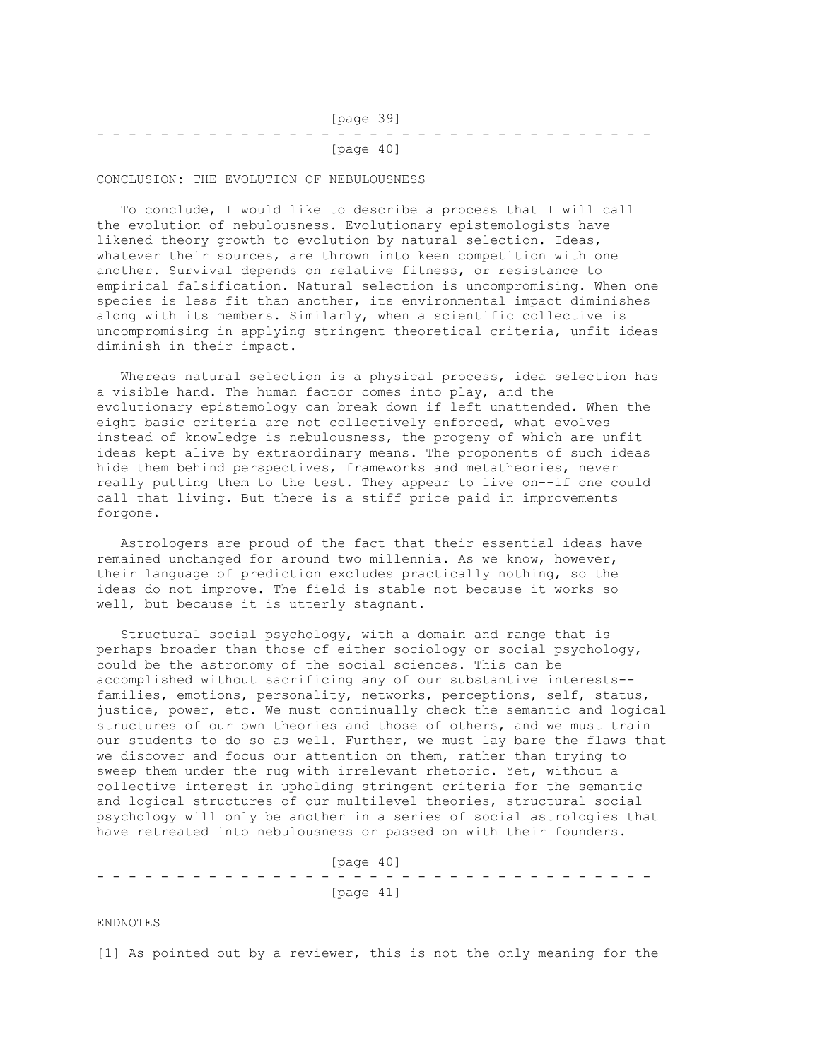## CONCLUSION: THE EVOLUTION OF NEBULOUSNESS

To conclude, I would like to describe a process that I will call the evolution of nebulousness. Evolutionary epistemologists have likened theory growth to evolution by natural selection. Ideas, whatever their sources, are thrown into keen competition with one another. Survival depends on relative fitness, or resistance to empirical falsification. Natural selection is uncompromising. When one species is less fit than another, its environmental impact diminishes along with its members. Similarly, when a scientific collective is uncompromising in applying stringent theoretical criteria, unfit ideas diminish in their impact.

Whereas natural selection is a physical process, idea selection has a visible hand. The human factor comes into play, and the evolutionary epistemology can break down if left unattended. When the eight basic criteria are not collectively enforced, what evolves instead of knowledge is nebulousness, the progeny of which are unfit ideas kept alive by extraordinary means. The proponents of such ideas hide them behind perspectives, frameworks and metatheories, never really putting them to the test. They appear to live on--if one could call that living. But there is a stiff price paid in improvements forgone.

Astrologers are proud of the fact that their essential ideas have remained unchanged for around two millennia. As we know, however, their language of prediction excludes practically nothing, so the ideas do not improve. The field is stable not because it works so well, but because it is utterly stagnant.

Structural social psychology, with a domain and range that is perhaps broader than those of either sociology or social psychology, could be the astronomy of the social sciences. This can be accomplished without sacrificing any of our substantive interests--families, emotions, personality, networks, perceptions, self, status, justice, power, etc. We must continually check the semantic and logical structures of our own theories and those of others, and we must train our students to do so as well. Further, we must lay bare the flaws that we discover and focus our attention on them, rather than trying to sweep them under the rug with irrelevant rhetoric. Yet, without a collective interest in upholding stringent criteria for the semantic and logical structures of our multilevel theories, structural social psychology will only be another in a series of social astrologies that have retreated into nebulousness or passed on with their founders.

## ENDNOTES

[1] As pointed out by a reviewer, this is not the only meaning for the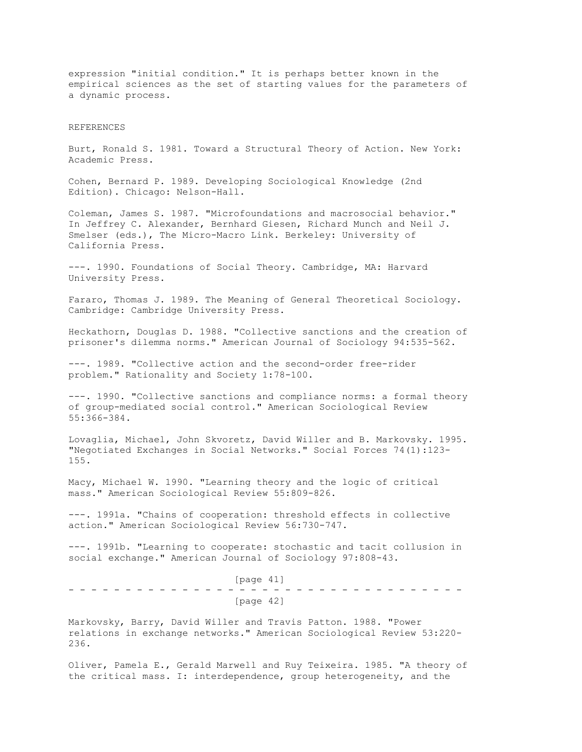expression "initial condition." It is perhaps better known in the empirical sciences as the set of starting values for the parameters of a dynamic process.

## REFERENCES

Burt, Ronald S. 1981. Toward a Structural Theory of Action. New York: Academic Press.

Cohen, Bernard P. 1989. Developing Sociological Knowledge (2nd Edition). Chicago: Nelson-Hall.

Coleman, James S. 1987. "Microfoundations and macrosocial behavior." In Jeffrey C. Alexander, Bernhard Giesen, Richard Munch and Neil J. Smelser (eds.), The Micro-Macro Link. Berkeley: University of California Press.

---. 1990. Foundations of Social Theory. Cambridge, MA: Harvard University Press.

Fararo, Thomas J. 1989. The Meaning of General Theoretical Sociology. Cambridge: Cambridge University Press.

Heckathorn, Douglas D. 1988. "Collective sanctions and the creation of prisoner's dilemma norms." American Journal of Sociology 94:535-562.

---. 1989. "Collective action and the second-order free-rider problem." Rationality and Society 1:78-100.

---. 1990. "Collective sanctions and compliance norms: a formal theory of group-mediated social control." American Sociological Review 55:366-384.

Lovaglia, Michael, John Skvoretz, David Willer and B. Markovsky. 1995. "Negotiated Exchanges in Social Networks." Social Forces 74(1):123-155.

Macy, Michael W. 1990. "Learning theory and the logic of critical mass." American Sociological Review 55:809-826.

---. 1991a. "Chains of cooperation: threshold effects in collective action." American Sociological Review 56:730-747.

---. 1991b. "Learning to cooperate: stochastic and tacit collusion in social exchange." American Journal of Sociology 97:808-43.

Markovsky, Barry, David Willer and Travis Patton. 1988. "Power relations in exchange networks." American Sociological Review 53:220-236.

Oliver, Pamela E., Gerald Marwell and Ruy Teixeira. 1985. "A theory of the critical mass. I: interdependence, group heterogeneity, and the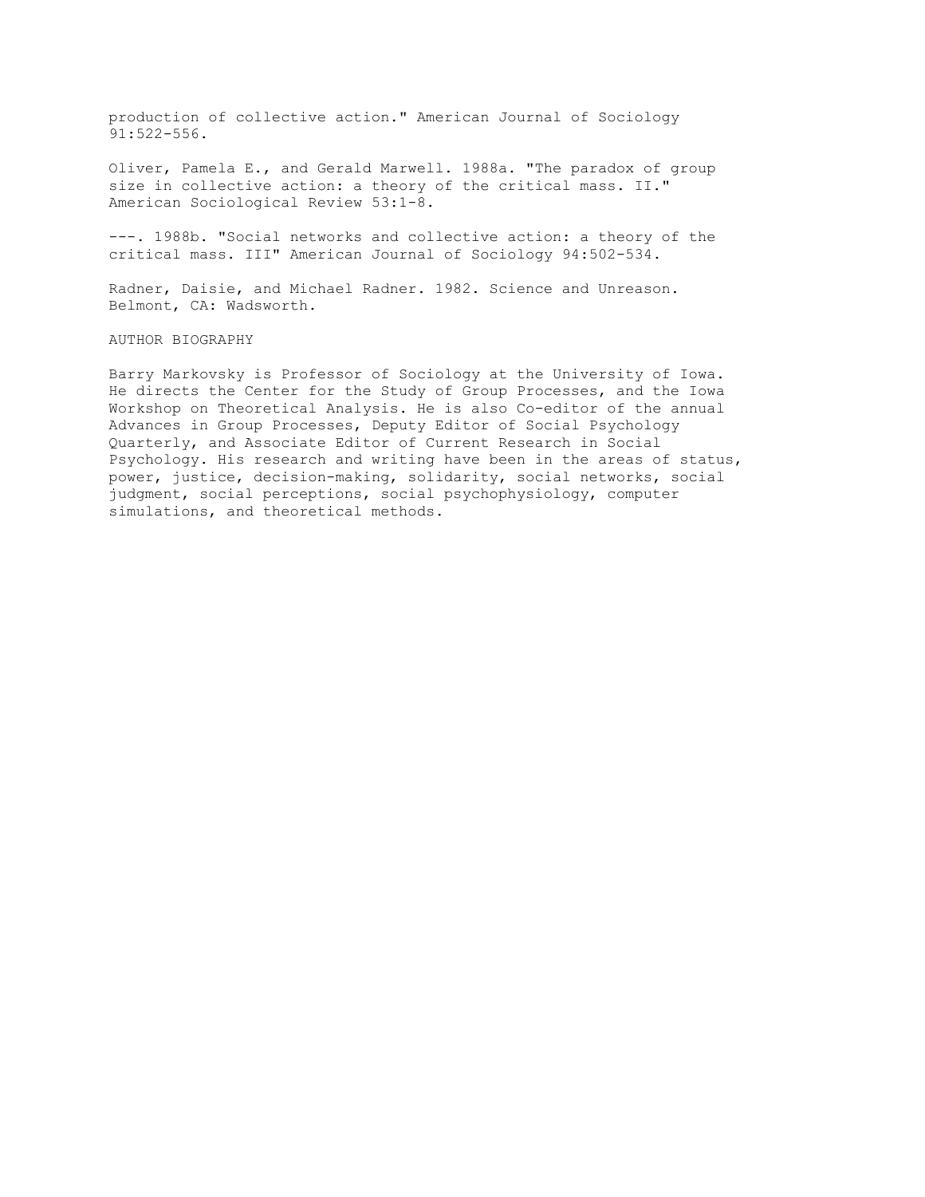production of collective action." American Journal of Sociology 91:522-556.

Oliver, Pamela E., and Gerald Marwell. 1988a. "The paradox of group size in collective action: a theory of the critical mass. II." American Sociological Review 53:1-8.

---. 1988b. "Social networks and collective action: a theory of the critical mass. III" American Journal of Sociology 94:502-534.

Radner, Daisie, and Michael Radner. 1982. Science and Unreason. Belmont, CA: Wadsworth.

AUTHOR BIOGRAPHY

Barry Markovsky is Professor of Sociology at the University of Iowa. He directs the Center for the Study of Group Processes, and the Iowa Workshop on Theoretical Analysis. He is also Co-editor of the annual Advances in Group Processes, Deputy Editor of Social Psychology Quarterly, and Associate Editor of Current Research in Social Psychology. His research and writing have been in the areas of status, power, justice, decision-making, solidarity, social networks, social judgment, social perceptions, social psychophysiology, computer simulations, and theoretical methods.